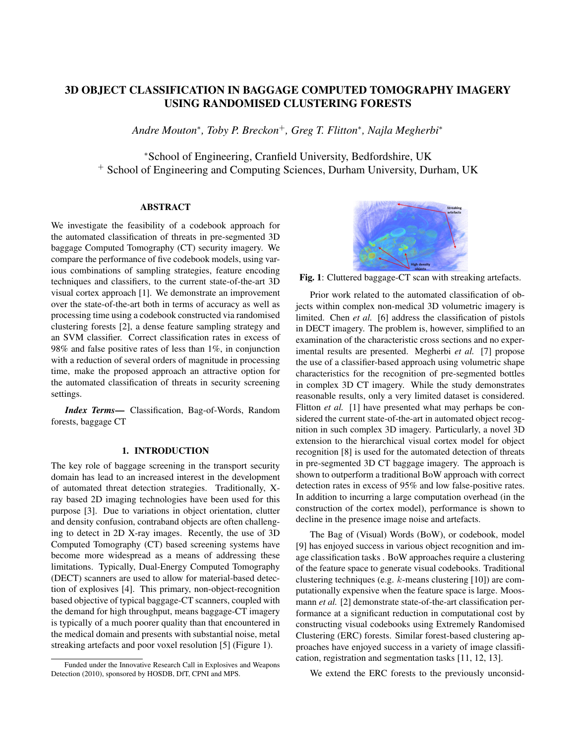# 3D OBJECT CLASSIFICATION IN BAGGAGE COMPUTED TOMOGRAPHY IMAGERY USING RANDOMISED CLUSTERING FORESTS

*Andre Mouton*, Toby P. Breckon+, Greg T. Flitton*, Najla Megherbi**

*School of Engineering, Cranfield University, Bedfordshire, UK
+ School of Engineering and Computing Sciences, Durham University, Durham, UK

## ABSTRACT

We investigate the feasibility of a codebook approach for the automated classification of threats in pre-segmented 3D baggage Computed Tomography (CT) security imagery. We compare the performance of five codebook models, using various combinations of sampling strategies, feature encoding techniques and classifiers, to the current state-of-the-art 3D visual cortex approach [1]. We demonstrate an improvement over the state-of-the-art both in terms of accuracy as well as processing time using a codebook constructed via randomised clustering forests [2], a dense feature sampling strategy and an SVM classifier. Correct classification rates in excess of 98% and false positive rates of less than 1%, in conjunction with a reduction of several orders of magnitude in processing time, make the proposed approach an attractive option for the automated classification of threats in security screening settings.

***Index Terms*—** Classification, Bag-of-Words, Random forests, baggage CT

## 1. INTRODUCTION

The key role of baggage screening in the transport security domain has lead to an increased interest in the development of automated threat detection strategies. Traditionally, X-ray based 2D imaging technologies have been used for this purpose [3]. Due to variations in object orientation, clutter and density confusion, contraband objects are often challenging to detect in 2D X-ray images. Recently, the use of 3D Computed Tomography (CT) based screening systems have become more widespread as a means of addressing these limitations. Typically, Dual-Energy Computed Tomography (DECT) scanners are used to allow for material-based detection of explosives [4]. This primary, non-object-recognition based objective of typical baggage-CT scanners, coupled with the demand for high throughput, means baggage-CT imagery is typically of a much poorer quality than that encountered in the medical domain and presents with substantial noise, metal streaking artefacts and poor voxel resolution [5] (Figure 1).

**Fig. 1**: Cluttered baggage-CT scan with streaking artefacts.

Prior work related to the automated classification of objects within complex non-medical 3D volumetric imagery is limited. Chen *et al.* [6] address the classification of pistols in DECT imagery. The problem is, however, simplified to an examination of the characteristic cross sections and no experimental results are presented. Megherbi *et al.* [7] propose the use of a classifier-based approach using volumetric shape characteristics for the recognition of pre-segmented bottles in complex 3D CT imagery. While the study demonstrates reasonable results, only a very limited dataset is considered. Flitton *et al.* [1] have presented what may perhaps be considered the current state-of-the-art in automated object recognition in such complex 3D imagery. Particularly, a novel 3D extension to the hierarchical visual cortex model for object recognition [8] is used for the automated detection of threats in pre-segmented 3D CT baggage imagery. The approach is shown to outperform a traditional BoW approach with correct detection rates in excess of 95% and low false-positive rates. In addition to incurring a large computation overhead (in the construction of the cortex model), performance is shown to decline in the presence image noise and artefacts.

The Bag of (Visual) Words (BoW), or codebook, model [9] has enjoyed success in various object recognition and image classification tasks . BoW approaches require a clustering of the feature space to generate visual codebooks. Traditional clustering techniques (e.g. $k$-means clustering [10]) are computationally expensive when the feature space is large. Moosmann *et al.* [2] demonstrate state-of-the-art classification performance at a significant reduction in computational cost by constructing visual codebooks using Extremely Randomised Clustering (ERC) forests. Similar forest-based clustering approaches have enjoyed success in a variety of image classification, registration and segmentation tasks [11, 12, 13].

We extend the ERC forests to the previously unconsid-

Funded under the Innovative Research Call in Explosives and Weapons Detection (2010), sponsored by HOSDB, DfT, CPNI and MPS.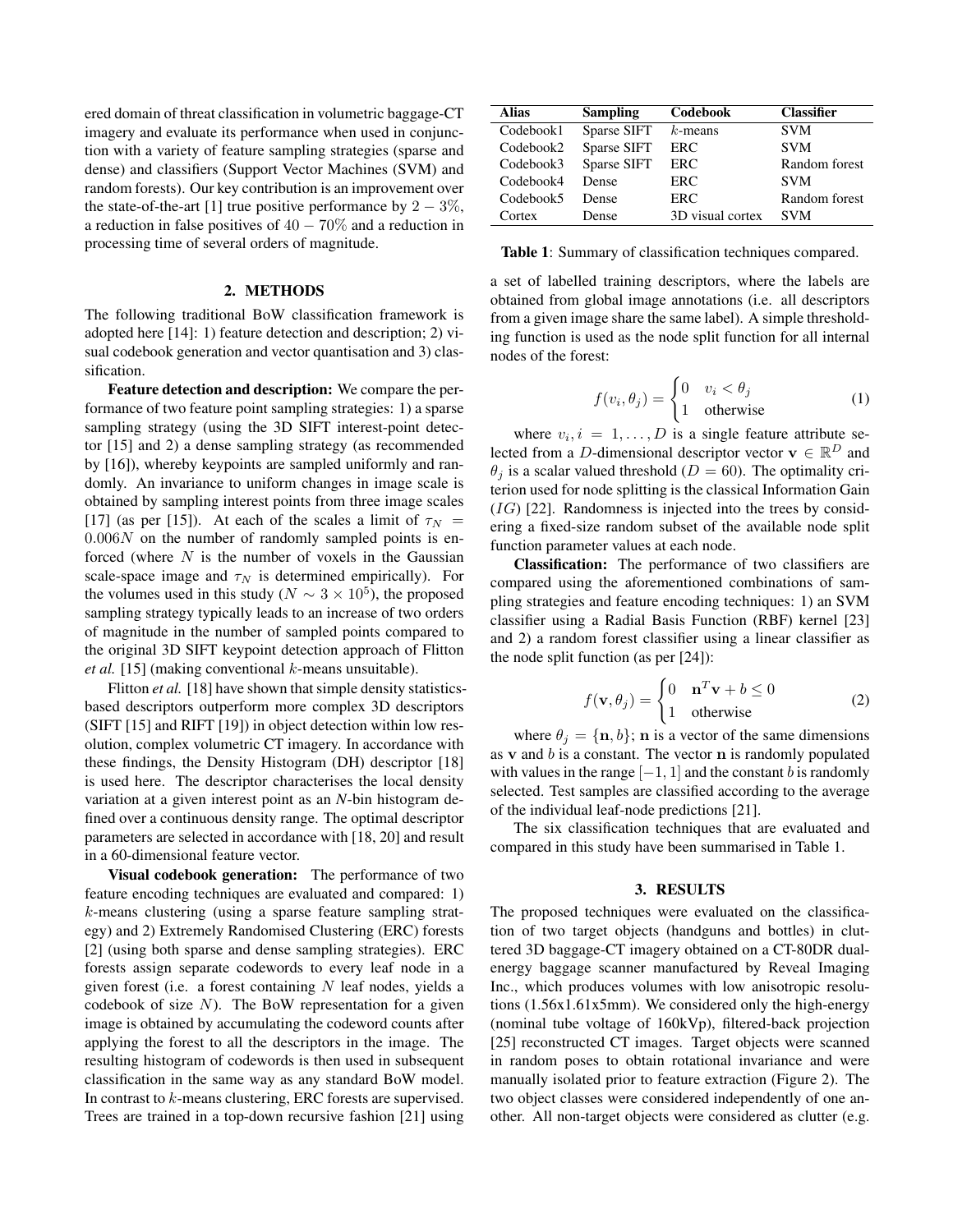ered domain of threat classification in volumetric baggage-CT imagery and evaluate its performance when used in conjunction with a variety of feature sampling strategies (sparse and dense) and classifiers (Support Vector Machines (SVM) and random forests). Our key contribution is an improvement over the state-of-the-art [1] true positive performance by $2-3\%$, a reduction in false positives of $40-70\%$ and a reduction in processing time of several orders of magnitude.

## 2. METHODS

The following traditional BoW classification framework is adopted here [14]: 1) feature detection and description; 2) visual codebook generation and vector quantisation and 3) classification.

**Feature detection and description:** We compare the performance of two feature point sampling strategies: 1) a sparse sampling strategy (using the 3D SIFT interest-point detector [15] and 2) a dense sampling strategy (as recommended by [16]), whereby keypoints are sampled uniformly and randomly. An invariance to uniform changes in image scale is obtained by sampling interest points from three image scales [17] (as per [15]). At each of the scales a limit of $\tau_N = 0.006N$ on the number of randomly sampled points is enforced (where $N$ is the number of voxels in the Gaussian scale-space image and $\tau_N$ is determined empirically). For the volumes used in this study ($N \sim 3 \times 10^5$), the proposed sampling strategy typically leads to an increase of two orders of magnitude in the number of sampled points compared to the original 3D SIFT keypoint detection approach of Flitton *et al.* [15] (making conventional $k$-means unsuitable).

Flitton *et al.* [18] have shown that simple density statistics-based descriptors outperform more complex 3D descriptors (SIFT [15] and RIFT [19]) in object detection within low resolution, complex volumetric CT imagery. In accordance with these findings, the Density Histogram (DH) descriptor [18] is used here. The descriptor characterises the local density variation at a given interest point as an *N*-bin histogram defined over a continuous density range. The optimal descriptor parameters are selected in accordance with [18, 20] and result in a 60-dimensional feature vector.

**Visual codebook generation:** The performance of two feature encoding techniques are evaluated and compared: 1) $k$-means clustering (using a sparse feature sampling strategy) and 2) Extremely Randomised Clustering (ERC) forests [2] (using both sparse and dense sampling strategies). ERC forests assign separate codewords to every leaf node in a given forest (i.e. a forest containing $N$ leaf nodes, yields a codebook of size $N$). The BoW representation for a given image is obtained by accumulating the codeword counts after applying the forest to all the descriptors in the image. The resulting histogram of codewords is then used in subsequent classification in the same way as any standard BoW model. In contrast to $k$-means clustering, ERC forests are supervised. Trees are trained in a top-down recursive fashion [21] using a set of labelled training descriptors, where the labels are obtained from global image annotations (i.e. all descriptors from a given image share the same label). A simple thresholding function is used as the node split function for all internal nodes of the forest:

$$f(v_i, \theta_j) = \begin{cases} 0 & v_i < \theta_j \\ 1 & \text{otherwise} \end{cases} \tag{1}$$

where $v_i, i = 1, \ldots, D$ is a single feature attribute selected from a $D$-dimensional descriptor vector $\mathbf{v} \in \mathbb{R}^D$ and $\theta_j$ is a scalar valued threshold ($D = 60$). The optimality criterion used for node splitting is the classical Information Gain ($IG$) [22]. Randomness is injected into the trees by considering a fixed-size random subset of the available node split function parameter values at each node.

**Classification:** The performance of two classifiers are compared using the aforementioned combinations of sampling strategies and feature encoding techniques: 1) an SVM classifier using a Radial Basis Function (RBF) kernel [23] and 2) a random forest classifier using a linear classifier as the node split function (as per [24]):

$$f(\mathbf{v}, \theta_j) = \begin{cases} 0 & \mathbf{n}^T\mathbf{v} + b \leq 0 \\ 1 & \text{otherwise} \end{cases} \tag{2}$$

where $\theta_j = \{\mathbf{n}, b\}$; $\mathbf{n}$ is a vector of the same dimensions as $\mathbf{v}$ and $b$ is a constant. The vector $\mathbf{n}$ is randomly populated with values in the range $[-1, 1]$ and the constant $b$ is randomly selected. Test samples are classified according to the average of the individual leaf-node predictions [21].

The six classification techniques that are evaluated and compared in this study have been summarised in Table 1.

| Alias | Sampling | Codebook | Classifier |
|---|---|---|---|
| Codebook1 | Sparse SIFT | $k$-means | SVM |
| Codebook2 | Sparse SIFT | ERC | SVM |
| Codebook3 | Sparse SIFT | ERC | Random forest |
| Codebook4 | Dense | ERC | SVM |
| Codebook5 | Dense | ERC | Random forest |
| Cortex | Dense | 3D visual cortex | SVM |

**Table 1**: Summary of classification techniques compared.

## 3. RESULTS

The proposed techniques were evaluated on the classification of two target objects (handguns and bottles) in cluttered 3D baggage-CT imagery obtained on a CT-80DR dual-energy baggage scanner manufactured by Reveal Imaging Inc., which produces volumes with low anisotropic resolutions (1.56x1.61x5mm). We considered only the high-energy (nominal tube voltage of 160kVp), filtered-back projection [25] reconstructed CT images. Target objects were scanned in random poses to obtain rotational invariance and were manually isolated prior to feature extraction (Figure 2). The two object classes were considered independently of one another. All non-target objects were considered as clutter (e.g.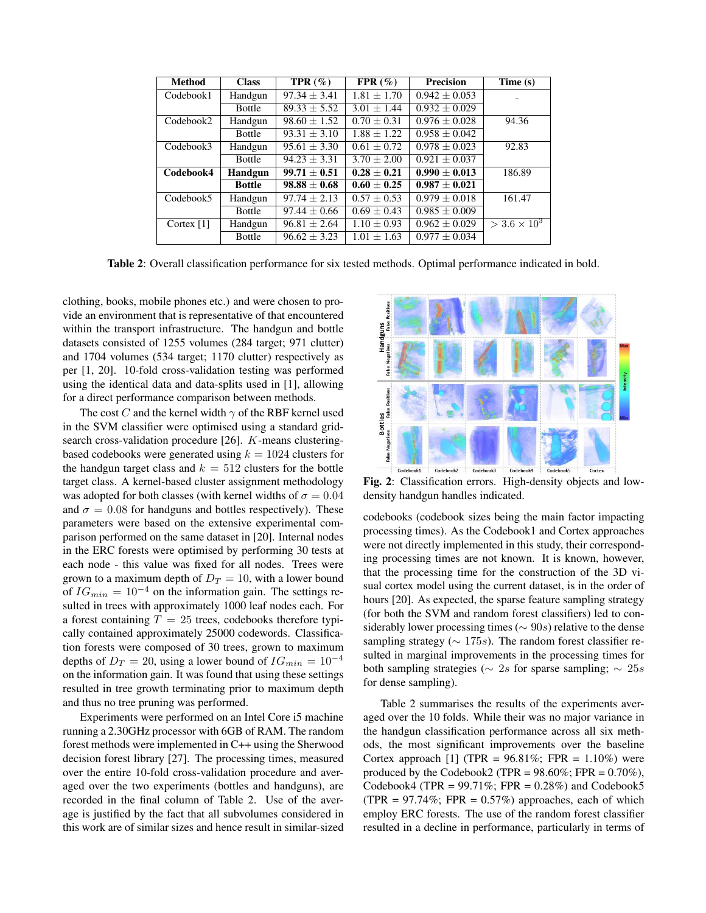| Method | Class | TPR (%) | FPR (%) | Precision | Time (s) |
|---|---|---|---|---|---|
| Codebook1 | Handgun | 97.34 ± 3.41 | 1.81 ± 1.70 | 0.942 ± 0.053 | - |
| | Bottle | 89.33 ± 5.52 | 3.01 ± 1.44 | 0.932 ± 0.029 | |
| Codebook2 | Handgun | 98.60 ± 1.52 | 0.70 ± 0.31 | 0.976 ± 0.028 | 94.36 |
| | Bottle | 93.31 ± 3.10 | 1.88 ± 1.22 | 0.958 ± 0.042 | |
| Codebook3 | Handgun | 95.61 ± 3.30 | 0.61 ± 0.72 | 0.978 ± 0.023 | 92.83 |
| | Bottle | 94.23 ± 3.31 | 3.70 ± 2.00 | 0.921 ± 0.037 | |
| **Codebook4** | **Handgun** | **99.71 ± 0.51** | **0.28 ± 0.21** | **0.990 ± 0.013** | 186.89 |
| | **Bottle** | **98.88 ± 0.68** | **0.60 ± 0.25** | **0.987 ± 0.021** | |
| Codebook5 | Handgun | 97.74 ± 2.13 | 0.57 ± 0.53 | 0.979 ± 0.018 | 161.47 |
| | Bottle | 97.44 ± 0.66 | 0.69 ± 0.43 | 0.985 ± 0.009 | |
| Cortex [1] | Handgun | 96.81 ± 2.64 | 1.10 ± 0.93 | 0.962 ± 0.029 | $> 3.6 \times 10^3$ |
| | Bottle | 96.62 ± 3.23 | 1.01 ± 1.63 | 0.977 ± 0.034 | |

**Table 2**: Overall classification performance for six tested methods. Optimal performance indicated in bold.

clothing, books, mobile phones etc.) and were chosen to provide an environment that is representative of that encountered within the transport infrastructure. The handgun and bottle datasets consisted of 1255 volumes (284 target; 971 clutter) and 1704 volumes (534 target; 1170 clutter) respectively as per [1, 20]. 10-fold cross-validation testing was performed using the identical data and data-splits used in [1], allowing for a direct performance comparison between methods.

The cost $C$ and the kernel width $\gamma$ of the RBF kernel used in the SVM classifier were optimised using a standard grid-search cross-validation procedure [26]. $K$-means clustering-based codebooks were generated using $k = 1024$ clusters for the handgun target class and $k = 512$ clusters for the bottle target class. A kernel-based cluster assignment methodology was adopted for both classes (with kernel widths of $\sigma = 0.04$ and $\sigma = 0.08$ for handguns and bottles respectively). These parameters were based on the extensive experimental comparison performed on the same dataset in [20]. Internal nodes in the ERC forests were optimised by performing 30 tests at each node - this value was fixed for all nodes. Trees were grown to a maximum depth of $D_T = 10$, with a lower bound of $IG_{min} = 10^{-4}$ on the information gain. The settings resulted in trees with approximately 1000 leaf nodes each. For a forest containing $T = 25$ trees, codebooks therefore typically contained approximately 25000 codewords. Classification forests were composed of 30 trees, grown to maximum depths of $D_T = 20$, using a lower bound of $IG_{min} = 10^{-4}$ on the information gain. It was found that using these settings resulted in tree growth terminating prior to maximum depth and thus no tree pruning was performed.

Experiments were performed on an Intel Core i5 machine running a 2.30GHz processor with 6GB of RAM. The random forest methods were implemented in C++ using the Sherwood decision forest library [27]. The processing times, measured over the entire 10-fold cross-validation procedure and averaged over the two experiments (bottles and handguns), are recorded in the final column of Table 2. Use of the average is justified by the fact that all subvolumes considered in this work are of similar sizes and hence result in similar-sized codebooks (codebook sizes being the main factor impacting processing times). As the Codebook1 and Cortex approaches were not directly implemented in this study, their corresponding processing times are not known. It is known, however, that the processing time for the construction of the 3D visual cortex model using the current dataset, is in the order of hours [20]. As expected, the sparse feature sampling strategy (for both the SVM and random forest classifiers) led to considerably lower processing times ($\sim 90s$) relative to the dense sampling strategy ($\sim 175s$). The random forest classifier resulted in marginal improvements in the processing times for both sampling strategies ($\sim 2s$ for sparse sampling; $\sim 25s$ for dense sampling).

**Fig. 2**: Classification errors. High-density objects and low-density handgun handles indicated.

Table 2 summarises the results of the experiments averaged over the 10 folds. While their was no major variance in the handgun classification performance across all six methods, the most significant improvements over the baseline Cortex approach [1] (TPR = 96.81%; FPR = 1.10%) were produced by the Codebook2 (TPR = 98.60%; FPR = 0.70%), Codebook4 (TPR = 99.71%; FPR = 0.28%) and Codebook5 (TPR = 97.74%; FPR = 0.57%) approaches, each of which employ ERC forests. The use of the random forest classifier resulted in a decline in performance, particularly in terms of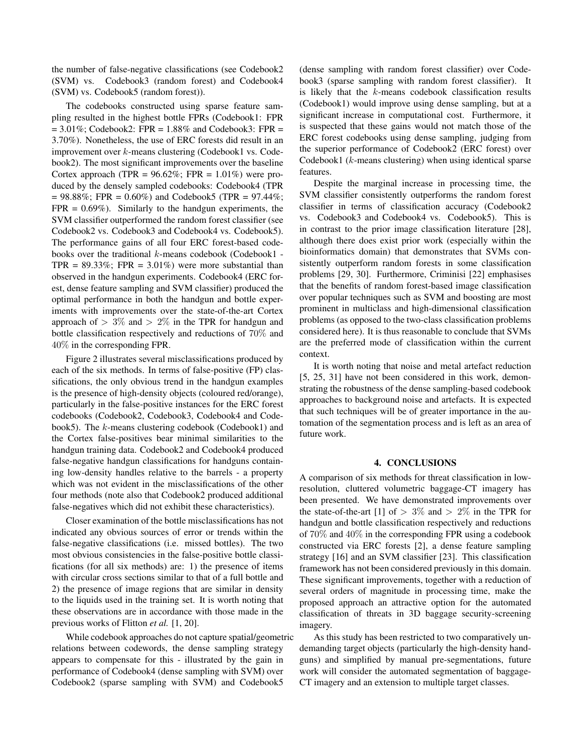the number of false-negative classifications (see Codebook2 (SVM) vs. Codebook3 (random forest) and Codebook4 (SVM) vs. Codebook5 (random forest)).

The codebooks constructed using sparse feature sampling resulted in the highest bottle FPRs (Codebook1: FPR = 3.01%; Codebook2: FPR = 1.88% and Codebook3: FPR = 3.70%). Nonetheless, the use of ERC forests did result in an improvement over $k$-means clustering (Codebook1 vs. Codebook2). The most significant improvements over the baseline Cortex approach (TPR = 96.62%; FPR = 1.01%) were produced by the densely sampled codebooks: Codebook4 (TPR = 98.88%; FPR = 0.60%) and Codebook5 (TPR = 97.44%; FPR = 0.69%). Similarly to the handgun experiments, the SVM classifier outperformed the random forest classifier (see Codebook2 vs. Codebook3 and Codebook4 vs. Codebook5). The performance gains of all four ERC forest-based codebooks over the traditional $k$-means codebook (Codebook1 - TPR = 89.33%; FPR = 3.01%) were more substantial than observed in the handgun experiments. Codebook4 (ERC forest, dense feature sampling and SVM classifier) produced the optimal performance in both the handgun and bottle experiments with improvements over the state-of-the-art Cortex approach of $> 3\%$ and $> 2\%$ in the TPR for handgun and bottle classification respectively and reductions of $70\%$ and $40\%$ in the corresponding FPR.

Figure 2 illustrates several misclassifications produced by each of the six methods. In terms of false-positive (FP) classifications, the only obvious trend in the handgun examples is the presence of high-density objects (coloured red/orange), particularly in the false-positive instances for the ERC forest codebooks (Codebook2, Codebook3, Codebook4 and Codebook5). The $k$-means clustering codebook (Codebook1) and the Cortex false-positives bear minimal similarities to the handgun training data. Codebook2 and Codebook4 produced false-negative handgun classifications for handguns containing low-density handles relative to the barrels - a property which was not evident in the misclassifications of the other four methods (note also that Codebook2 produced additional false-negatives which did not exhibit these characteristics).

Closer examination of the bottle misclassifications has not indicated any obvious sources of error or trends within the false-negative classifications (i.e. missed bottles). The two most obvious consistencies in the false-positive bottle classifications (for all six methods) are: 1) the presence of items with circular cross sections similar to that of a full bottle and 2) the presence of image regions that are similar in density to the liquids used in the training set. It is worth noting that these observations are in accordance with those made in the previous works of Flitton *et al.* [1, 20].

While codebook approaches do not capture spatial/geometric relations between codewords, the dense sampling strategy appears to compensate for this - illustrated by the gain in performance of Codebook4 (dense sampling with SVM) over Codebook2 (sparse sampling with SVM) and Codebook5 (dense sampling with random forest classifier) over Codebook3 (sparse sampling with random forest classifier). It is likely that the $k$-means codebook classification results (Codebook1) would improve using dense sampling, but at a significant increase in computational cost. Furthermore, it is suspected that these gains would not match those of the ERC forest codebooks using dense sampling, judging from the superior performance of Codebook2 (ERC forest) over Codebook1 ($k$-means clustering) when using identical sparse features.

Despite the marginal increase in processing time, the SVM classifier consistently outperforms the random forest classifier in terms of classification accuracy (Codebook2 vs. Codebook3 and Codebook4 vs. Codebook5). This is in contrast to the prior image classification literature [28], although there does exist prior work (especially within the bioinformatics domain) that demonstrates that SVMs consistently outperform random forests in some classification problems [29, 30]. Furthermore, Criminisi [22] emphasises that the benefits of random forest-based image classification over popular techniques such as SVM and boosting are most prominent in multiclass and high-dimensional classification problems (as opposed to the two-class classification problems considered here). It is thus reasonable to conclude that SVMs are the preferred mode of classification within the current context.

It is worth noting that noise and metal artefact reduction [5, 25, 31] have not been considered in this work, demonstrating the robustness of the dense sampling-based codebook approaches to background noise and artefacts. It is expected that such techniques will be of greater importance in the automation of the segmentation process and is left as an area of future work.

## 4. CONCLUSIONS

A comparison of six methods for threat classification in low-resolution, cluttered volumetric baggage-CT imagery has been presented. We have demonstrated improvements over the state-of-the-art [1] of $> 3\%$ and $> 2\%$ in the TPR for handgun and bottle classification respectively and reductions of $70\%$ and $40\%$ in the corresponding FPR using a codebook constructed via ERC forests [2], a dense feature sampling strategy [16] and an SVM classifier [23]. This classification framework has not been considered previously in this domain. These significant improvements, together with a reduction of several orders of magnitude in processing time, make the proposed approach an attractive option for the automated classification of threats in 3D baggage security-screening imagery.

As this study has been restricted to two comparatively undemanding target objects (particularly the high-density handguns) and simplified by manual pre-segmentations, future work will consider the automated segmentation of baggage-CT imagery and an extension to multiple target classes.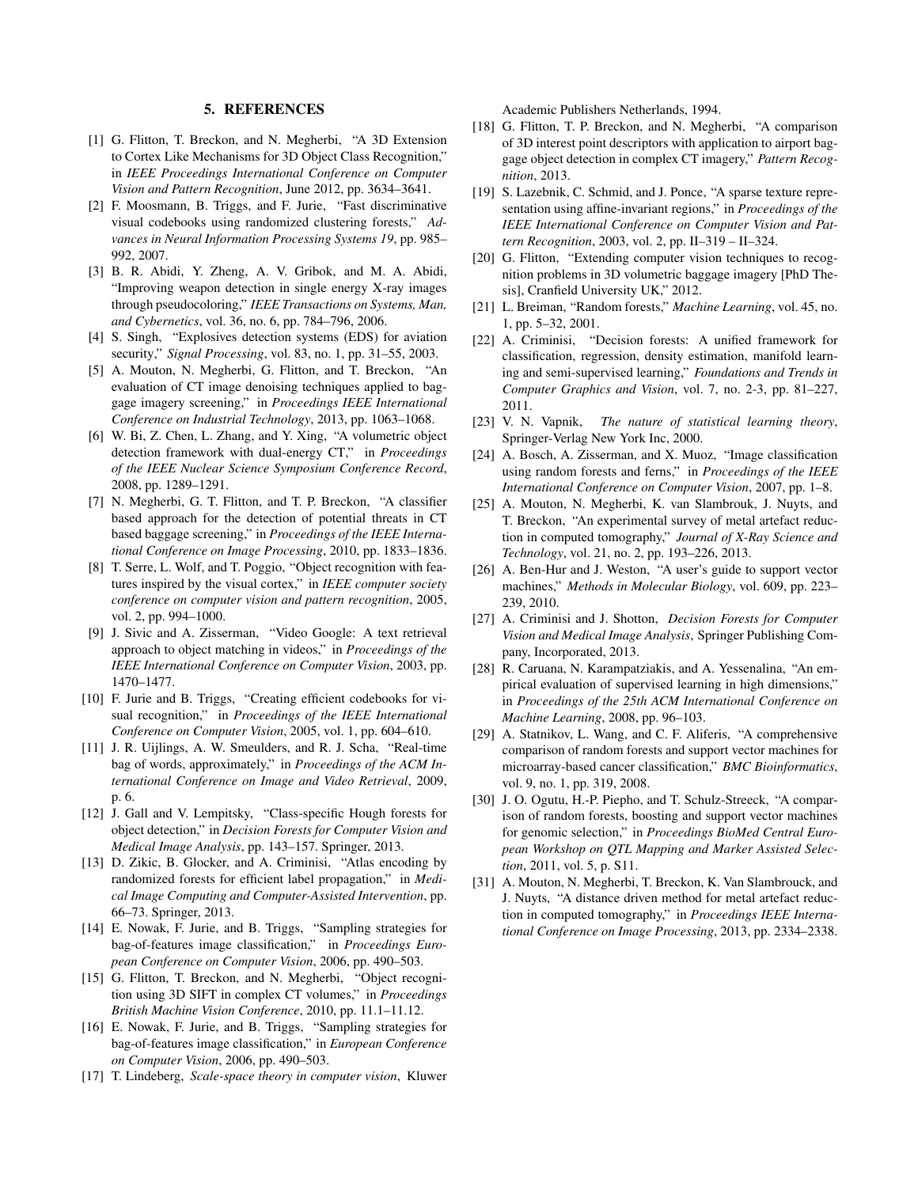## 5. REFERENCES

[1] G. Flitton, T. Breckon, and N. Megherbi, "A 3D Extension to Cortex Like Mechanisms for 3D Object Class Recognition," in *IEEE Proceedings International Conference on Computer Vision and Pattern Recognition*, June 2012, pp. 3634–3641.

[2] F. Moosmann, B. Triggs, and F. Jurie, "Fast discriminative visual codebooks using randomized clustering forests," *Advances in Neural Information Processing Systems 19*, pp. 985–992, 2007.

[3] B. R. Abidi, Y. Zheng, A. V. Gribok, and M. A. Abidi, "Improving weapon detection in single energy X-ray images through pseudocoloring," *IEEE Transactions on Systems, Man, and Cybernetics*, vol. 36, no. 6, pp. 784–796, 2006.

[4] S. Singh, "Explosives detection systems (EDS) for aviation security," *Signal Processing*, vol. 83, no. 1, pp. 31–55, 2003.

[5] A. Mouton, N. Megherbi, G. Flitton, and T. Breckon, "An evaluation of CT image denoising techniques applied to baggage imagery screening," in *Proceedings IEEE International Conference on Industrial Technology*, 2013, pp. 1063–1068.

[6] W. Bi, Z. Chen, L. Zhang, and Y. Xing, "A volumetric object detection framework with dual-energy CT," in *Proceedings of the IEEE Nuclear Science Symposium Conference Record*, 2008, pp. 1289–1291.

[7] N. Megherbi, G. T. Flitton, and T. P. Breckon, "A classifier based approach for the detection of potential threats in CT based baggage screening," in *Proceedings of the IEEE International Conference on Image Processing*, 2010, pp. 1833–1836.

[8] T. Serre, L. Wolf, and T. Poggio, "Object recognition with features inspired by the visual cortex," in *IEEE computer society conference on computer vision and pattern recognition*, 2005, vol. 2, pp. 994–1000.

[9] J. Sivic and A. Zisserman, "Video Google: A text retrieval approach to object matching in videos," in *Proceedings of the IEEE International Conference on Computer Vision*, 2003, pp. 1470–1477.

[10] F. Jurie and B. Triggs, "Creating efficient codebooks for visual recognition," in *Proceedings of the IEEE International Conference on Computer Vision*, 2005, vol. 1, pp. 604–610.

[11] J. R. Uijlings, A. W. Smeulders, and R. J. Scha, "Real-time bag of words, approximately," in *Proceedings of the ACM International Conference on Image and Video Retrieval*, 2009, p. 6.

[12] J. Gall and V. Lempitsky, "Class-specific Hough forests for object detection," in *Decision Forests for Computer Vision and Medical Image Analysis*, pp. 143–157. Springer, 2013.

[13] D. Zikic, B. Glocker, and A. Criminisi, "Atlas encoding by randomized forests for efficient label propagation," in *Medical Image Computing and Computer-Assisted Intervention*, pp. 66–73. Springer, 2013.

[14] E. Nowak, F. Jurie, and B. Triggs, "Sampling strategies for bag-of-features image classification," in *Proceedings European Conference on Computer Vision*, 2006, pp. 490–503.

[15] G. Flitton, T. Breckon, and N. Megherbi, "Object recognition using 3D SIFT in complex CT volumes," in *Proceedings British Machine Vision Conference*, 2010, pp. 11.1–11.12.

[16] E. Nowak, F. Jurie, and B. Triggs, "Sampling strategies for bag-of-features image classification," in *European Conference on Computer Vision*, 2006, pp. 490–503.

[17] T. Lindeberg, *Scale-space theory in computer vision*, Kluwer Academic Publishers Netherlands, 1994.

[18] G. Flitton, T. P. Breckon, and N. Megherbi, "A comparison of 3D interest point descriptors with application to airport baggage object detection in complex CT imagery," *Pattern Recognition*, 2013.

[19] S. Lazebnik, C. Schmid, and J. Ponce, "A sparse texture representation using affine-invariant regions," in *Proceedings of the IEEE International Conference on Computer Vision and Pattern Recognition*, 2003, vol. 2, pp. II–319 – II–324.

[20] G. Flitton, "Extending computer vision techniques to recognition problems in 3D volumetric baggage imagery [PhD Thesis], Cranfield University UK," 2012.

[21] L. Breiman, "Random forests," *Machine Learning*, vol. 45, no. 1, pp. 5–32, 2001.

[22] A. Criminisi, "Decision forests: A unified framework for classification, regression, density estimation, manifold learning and semi-supervised learning," *Foundations and Trends in Computer Graphics and Vision*, vol. 7, no. 2-3, pp. 81–227, 2011.

[23] V. N. Vapnik, *The nature of statistical learning theory*, Springer-Verlag New York Inc, 2000.

[24] A. Bosch, A. Zisserman, and X. Muoz, "Image classification using random forests and ferns," in *Proceedings of the IEEE International Conference on Computer Vision*, 2007, pp. 1–8.

[25] A. Mouton, N. Megherbi, K. van Slambrouk, J. Nuyts, and T. Breckon, "An experimental survey of metal artefact reduction in computed tomography," *Journal of X-Ray Science and Technology*, vol. 21, no. 2, pp. 193–226, 2013.

[26] A. Ben-Hur and J. Weston, "A user's guide to support vector machines," *Methods in Molecular Biology*, vol. 609, pp. 223–239, 2010.

[27] A. Criminisi and J. Shotton, *Decision Forests for Computer Vision and Medical Image Analysis*, Springer Publishing Company, Incorporated, 2013.

[28] R. Caruana, N. Karampatziakis, and A. Yessenalina, "An empirical evaluation of supervised learning in high dimensions," in *Proceedings of the 25th ACM International Conference on Machine Learning*, 2008, pp. 96–103.

[29] A. Statnikov, L. Wang, and C. F. Aliferis, "A comprehensive comparison of random forests and support vector machines for microarray-based cancer classification," *BMC Bioinformatics*, vol. 9, no. 1, pp. 319, 2008.

[30] J. O. Ogutu, H.-P. Piepho, and T. Schulz-Streeck, "A comparison of random forests, boosting and support vector machines for genomic selection," in *Proceedings BioMed Central European Workshop on QTL Mapping and Marker Assisted Selection*, 2011, vol. 5, p. S11.

[31] A. Mouton, N. Megherbi, T. Breckon, K. Van Slambrouck, and J. Nuyts, "A distance driven method for metal artefact reduction in computed tomography," in *Proceedings IEEE International Conference on Image Processing*, 2013, pp. 2334–2338.